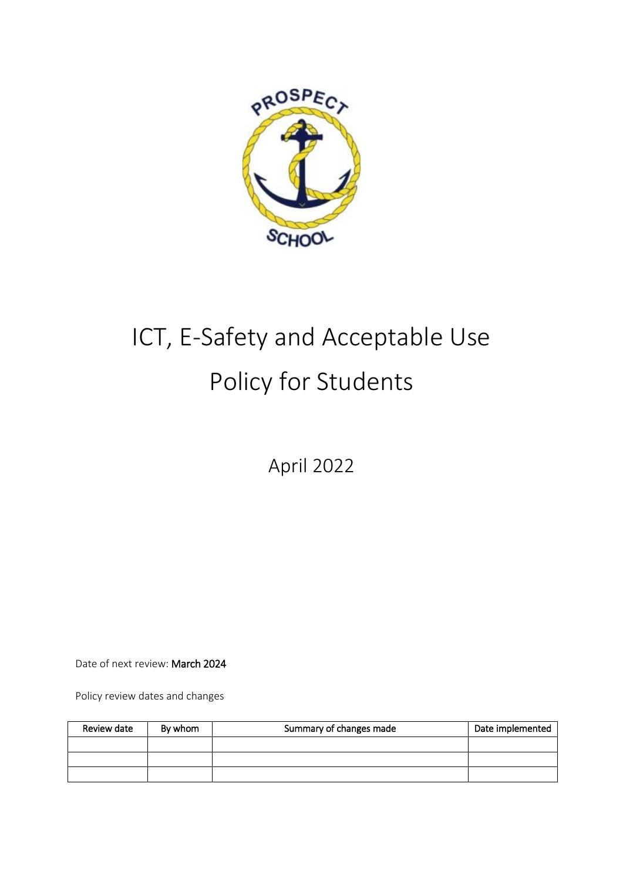# ICT, E-Safety and Acceptable Use Policy for Students

April 2022

Date of next review: **March 2024**

Policy review dates and changes

| Review date | By whom | Summary of changes made | Date implemented |
|---|---|---|---|
| | | | |
| | | | |
| | | | |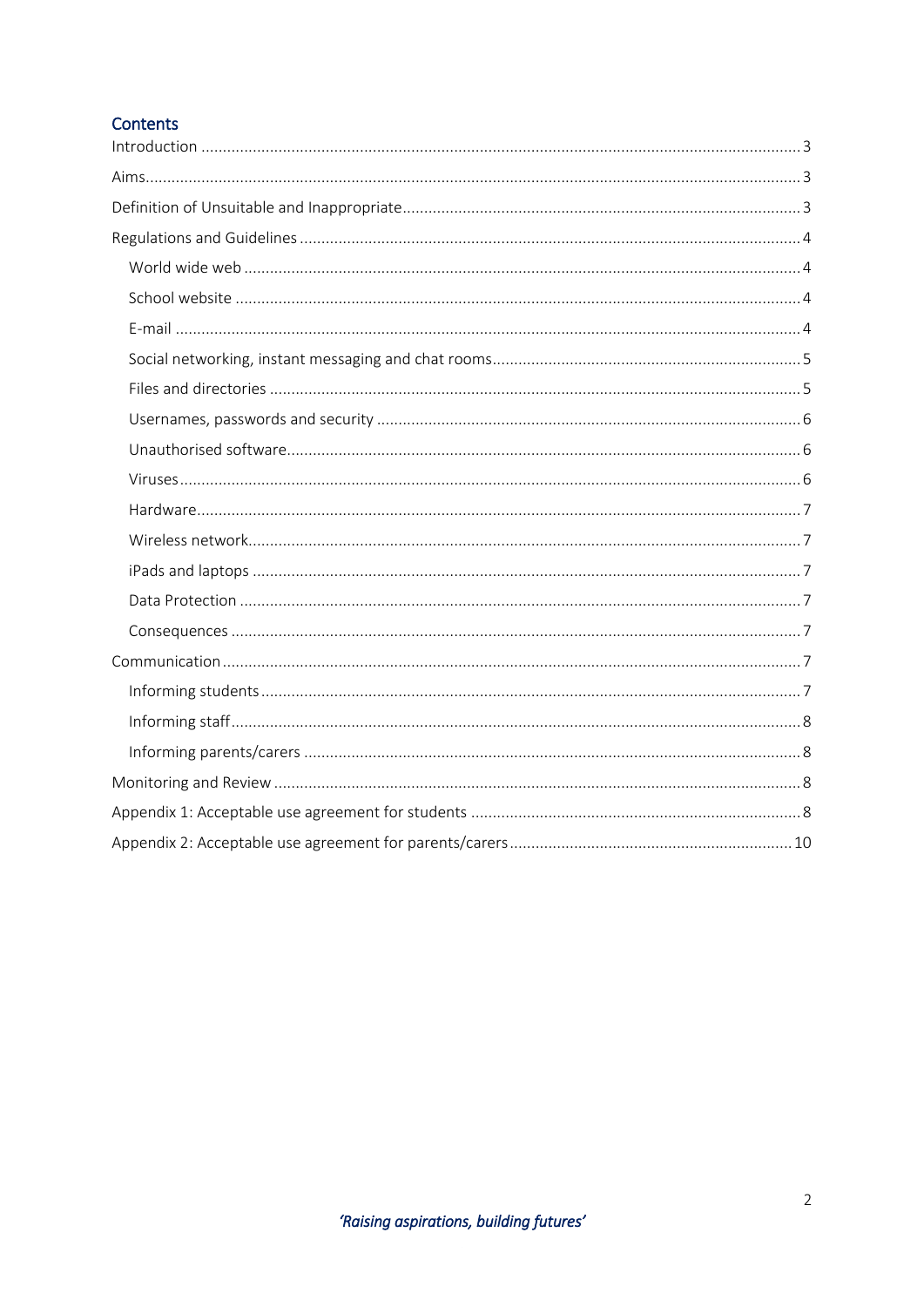## Contents

- Introduction ... 3
- Aims ... 3
- Definition of Unsuitable and Inappropriate ... 3
- Regulations and Guidelines ... 4
  - World wide web ... 4
  - School website ... 4
  - E-mail ... 4
  - Social networking, instant messaging and chat rooms ... 5
  - Files and directories ... 5
  - Usernames, passwords and security ... 6
  - Unauthorised software ... 6
  - Viruses ... 6
  - Hardware ... 7
  - Wireless network ... 7
  - iPads and laptops ... 7
  - Data Protection ... 7
  - Consequences ... 7
- Communication ... 7
  - Informing students ... 7
  - Informing staff ... 8
  - Informing parents/carers ... 8
- Monitoring and Review ... 8
- Appendix 1: Acceptable use agreement for students ... 8
- Appendix 2: Acceptable use agreement for parents/carers ... 10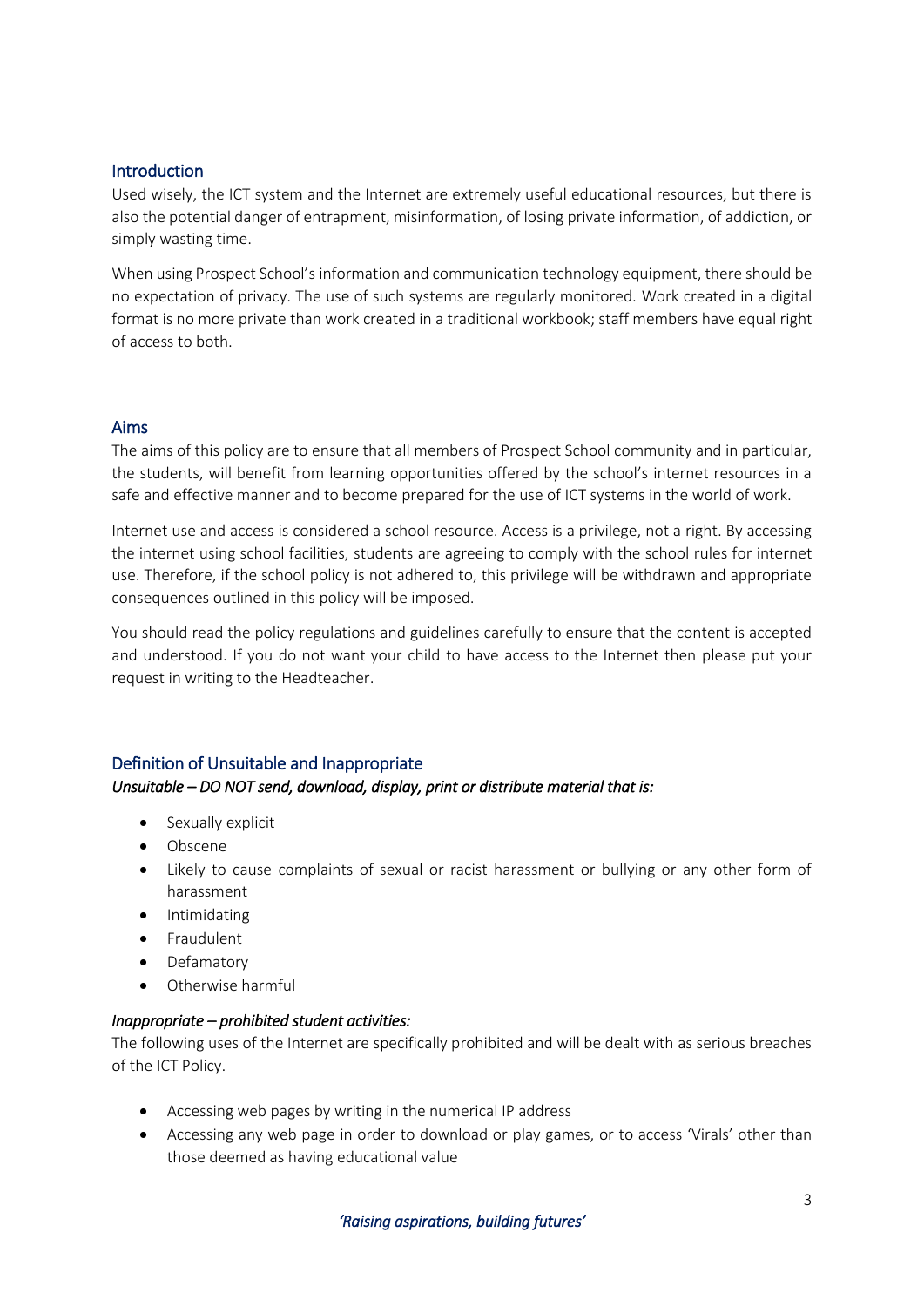## Introduction

Used wisely, the ICT system and the Internet are extremely useful educational resources, but there is also the potential danger of entrapment, misinformation, of losing private information, of addiction, or simply wasting time.

When using Prospect School's information and communication technology equipment, there should be no expectation of privacy. The use of such systems are regularly monitored. Work created in a digital format is no more private than work created in a traditional workbook; staff members have equal right of access to both.

## Aims

The aims of this policy are to ensure that all members of Prospect School community and in particular, the students, will benefit from learning opportunities offered by the school's internet resources in a safe and effective manner and to become prepared for the use of ICT systems in the world of work.

Internet use and access is considered a school resource. Access is a privilege, not a right. By accessing the internet using school facilities, students are agreeing to comply with the school rules for internet use. Therefore, if the school policy is not adhered to, this privilege will be withdrawn and appropriate consequences outlined in this policy will be imposed.

You should read the policy regulations and guidelines carefully to ensure that the content is accepted and understood. If you do not want your child to have access to the Internet then please put your request in writing to the Headteacher.

## Definition of Unsuitable and Inappropriate

***Unsuitable – DO NOT send, download, display, print or distribute material that is:***

- Sexually explicit
- Obscene
- Likely to cause complaints of sexual or racist harassment or bullying or any other form of harassment
- Intimidating
- Fraudulent
- Defamatory
- Otherwise harmful

***Inappropriate – prohibited student activities:***

The following uses of the Internet are specifically prohibited and will be dealt with as serious breaches of the ICT Policy.

- Accessing web pages by writing in the numerical IP address
- Accessing any web page in order to download or play games, or to access 'Virals' other than those deemed as having educational value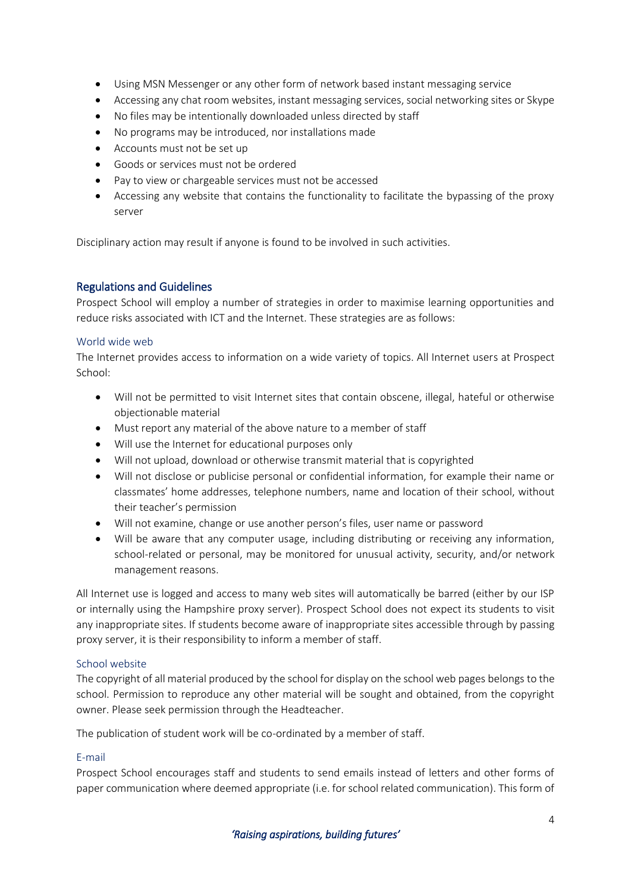- Using MSN Messenger or any other form of network based instant messaging service
- Accessing any chat room websites, instant messaging services, social networking sites or Skype
- No files may be intentionally downloaded unless directed by staff
- No programs may be introduced, nor installations made
- Accounts must not be set up
- Goods or services must not be ordered
- Pay to view or chargeable services must not be accessed
- Accessing any website that contains the functionality to facilitate the bypassing of the proxy server

Disciplinary action may result if anyone is found to be involved in such activities.

## Regulations and Guidelines

Prospect School will employ a number of strategies in order to maximise learning opportunities and reduce risks associated with ICT and the Internet. These strategies are as follows:

### World wide web

The Internet provides access to information on a wide variety of topics. All Internet users at Prospect School:

- Will not be permitted to visit Internet sites that contain obscene, illegal, hateful or otherwise objectionable material
- Must report any material of the above nature to a member of staff
- Will use the Internet for educational purposes only
- Will not upload, download or otherwise transmit material that is copyrighted
- Will not disclose or publicise personal or confidential information, for example their name or classmates' home addresses, telephone numbers, name and location of their school, without their teacher's permission
- Will not examine, change or use another person's files, user name or password
- Will be aware that any computer usage, including distributing or receiving any information, school-related or personal, may be monitored for unusual activity, security, and/or network management reasons.

All Internet use is logged and access to many web sites will automatically be barred (either by our ISP or internally using the Hampshire proxy server). Prospect School does not expect its students to visit any inappropriate sites. If students become aware of inappropriate sites accessible through by passing proxy server, it is their responsibility to inform a member of staff.

### School website

The copyright of all material produced by the school for display on the school web pages belongs to the school. Permission to reproduce any other material will be sought and obtained, from the copyright owner. Please seek permission through the Headteacher.

The publication of student work will be co-ordinated by a member of staff.

### E-mail

Prospect School encourages staff and students to send emails instead of letters and other forms of paper communication where deemed appropriate (i.e. for school related communication). This form of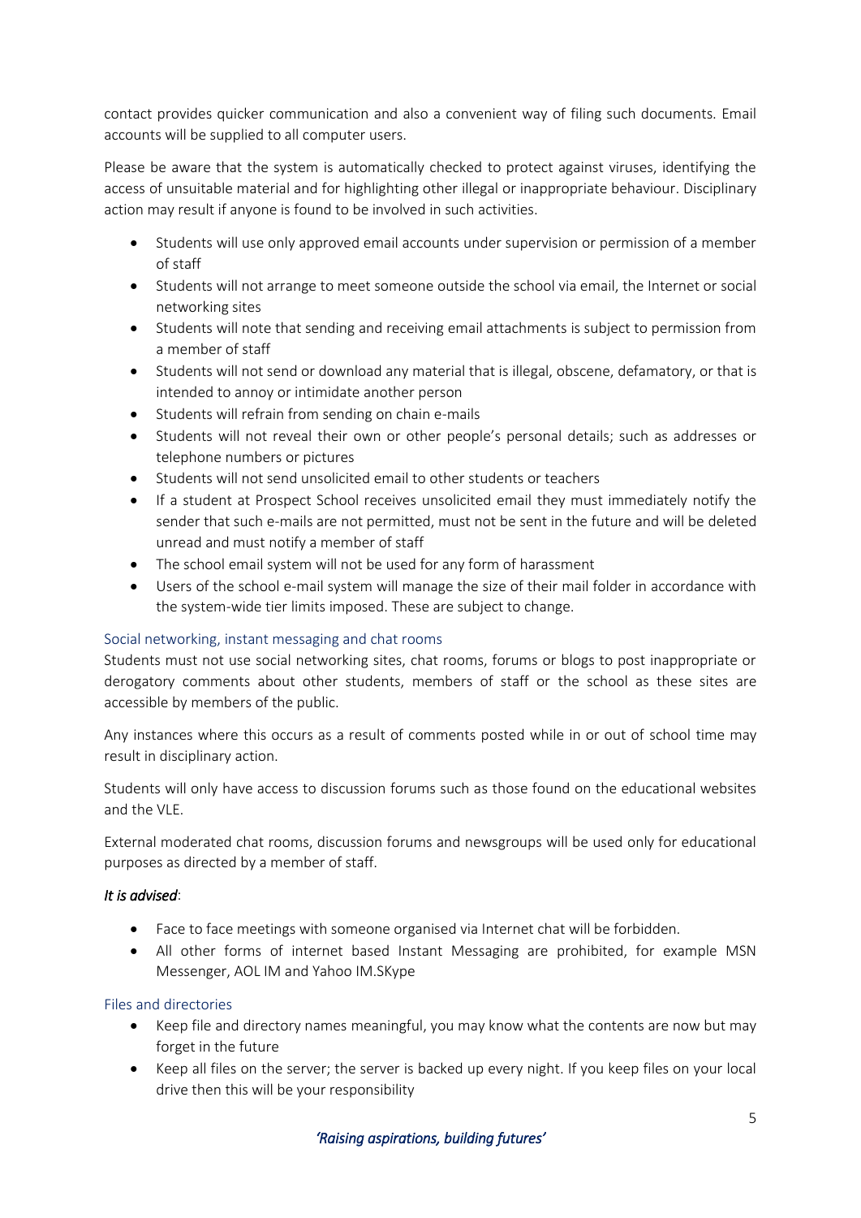contact provides quicker communication and also a convenient way of filing such documents. Email accounts will be supplied to all computer users.

Please be aware that the system is automatically checked to protect against viruses, identifying the access of unsuitable material and for highlighting other illegal or inappropriate behaviour. Disciplinary action may result if anyone is found to be involved in such activities.

- Students will use only approved email accounts under supervision or permission of a member of staff
- Students will not arrange to meet someone outside the school via email, the Internet or social networking sites
- Students will note that sending and receiving email attachments is subject to permission from a member of staff
- Students will not send or download any material that is illegal, obscene, defamatory, or that is intended to annoy or intimidate another person
- Students will refrain from sending on chain e-mails
- Students will not reveal their own or other people's personal details; such as addresses or telephone numbers or pictures
- Students will not send unsolicited email to other students or teachers
- If a student at Prospect School receives unsolicited email they must immediately notify the sender that such e-mails are not permitted, must not be sent in the future and will be deleted unread and must notify a member of staff
- The school email system will not be used for any form of harassment
- Users of the school e-mail system will manage the size of their mail folder in accordance with the system-wide tier limits imposed. These are subject to change.

### Social networking, instant messaging and chat rooms

Students must not use social networking sites, chat rooms, forums or blogs to post inappropriate or derogatory comments about other students, members of staff or the school as these sites are accessible by members of the public.

Any instances where this occurs as a result of comments posted while in or out of school time may result in disciplinary action.

Students will only have access to discussion forums such as those found on the educational websites and the VLE.

External moderated chat rooms, discussion forums and newsgroups will be used only for educational purposes as directed by a member of staff.

***It is advised***:

- Face to face meetings with someone organised via Internet chat will be forbidden.
- All other forms of internet based Instant Messaging are prohibited, for example MSN Messenger, AOL IM and Yahoo IM.SKype

### Files and directories

- Keep file and directory names meaningful, you may know what the contents are now but may forget in the future
- Keep all files on the server; the server is backed up every night. If you keep files on your local drive then this will be your responsibility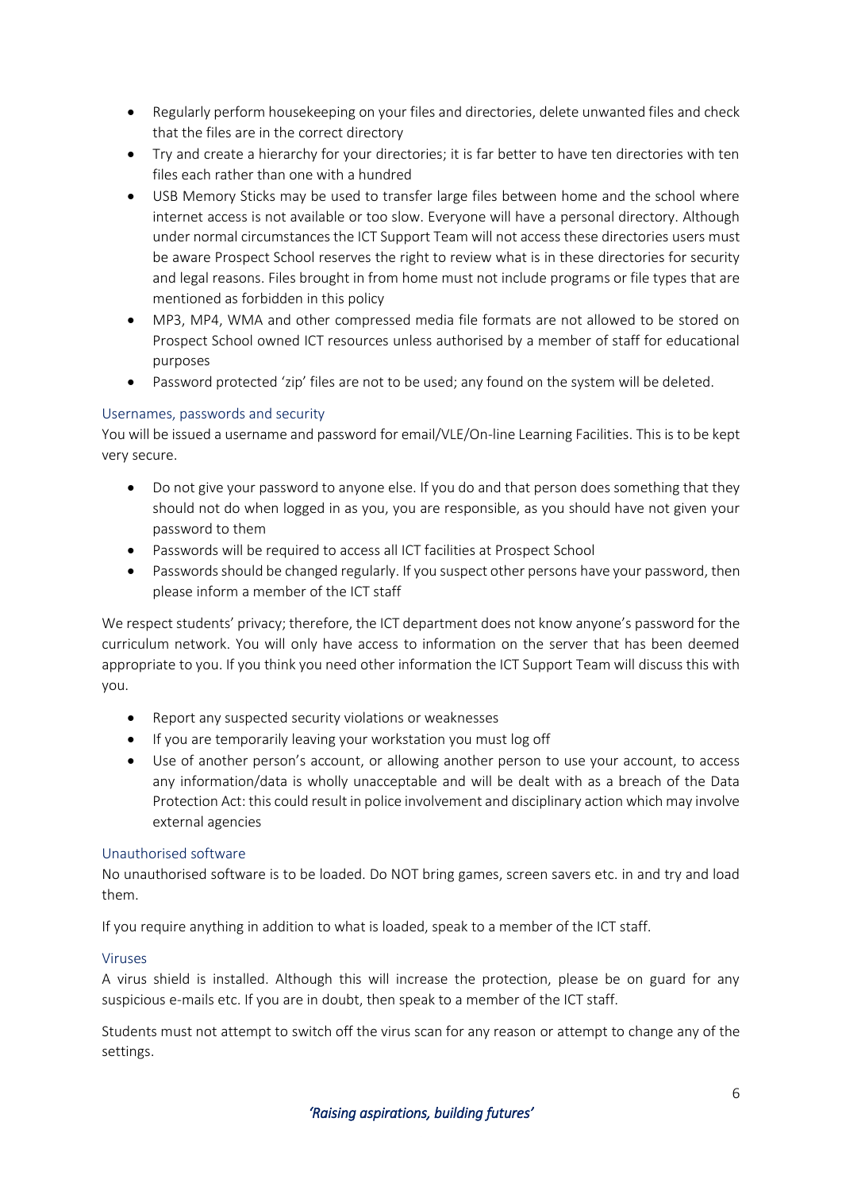- Regularly perform housekeeping on your files and directories, delete unwanted files and check that the files are in the correct directory
- Try and create a hierarchy for your directories; it is far better to have ten directories with ten files each rather than one with a hundred
- USB Memory Sticks may be used to transfer large files between home and the school where internet access is not available or too slow. Everyone will have a personal directory. Although under normal circumstances the ICT Support Team will not access these directories users must be aware Prospect School reserves the right to review what is in these directories for security and legal reasons. Files brought in from home must not include programs or file types that are mentioned as forbidden in this policy
- MP3, MP4, WMA and other compressed media file formats are not allowed to be stored on Prospect School owned ICT resources unless authorised by a member of staff for educational purposes
- Password protected 'zip' files are not to be used; any found on the system will be deleted.

### Usernames, passwords and security

You will be issued a username and password for email/VLE/On-line Learning Facilities. This is to be kept very secure.

- Do not give your password to anyone else. If you do and that person does something that they should not do when logged in as you, you are responsible, as you should have not given your password to them
- Passwords will be required to access all ICT facilities at Prospect School
- Passwords should be changed regularly. If you suspect other persons have your password, then please inform a member of the ICT staff

We respect students' privacy; therefore, the ICT department does not know anyone's password for the curriculum network. You will only have access to information on the server that has been deemed appropriate to you. If you think you need other information the ICT Support Team will discuss this with you.

- Report any suspected security violations or weaknesses
- If you are temporarily leaving your workstation you must log off
- Use of another person's account, or allowing another person to use your account, to access any information/data is wholly unacceptable and will be dealt with as a breach of the Data Protection Act: this could result in police involvement and disciplinary action which may involve external agencies

### Unauthorised software

No unauthorised software is to be loaded. Do NOT bring games, screen savers etc. in and try and load them.

If you require anything in addition to what is loaded, speak to a member of the ICT staff.

### Viruses

A virus shield is installed. Although this will increase the protection, please be on guard for any suspicious e-mails etc. If you are in doubt, then speak to a member of the ICT staff.

Students must not attempt to switch off the virus scan for any reason or attempt to change any of the settings.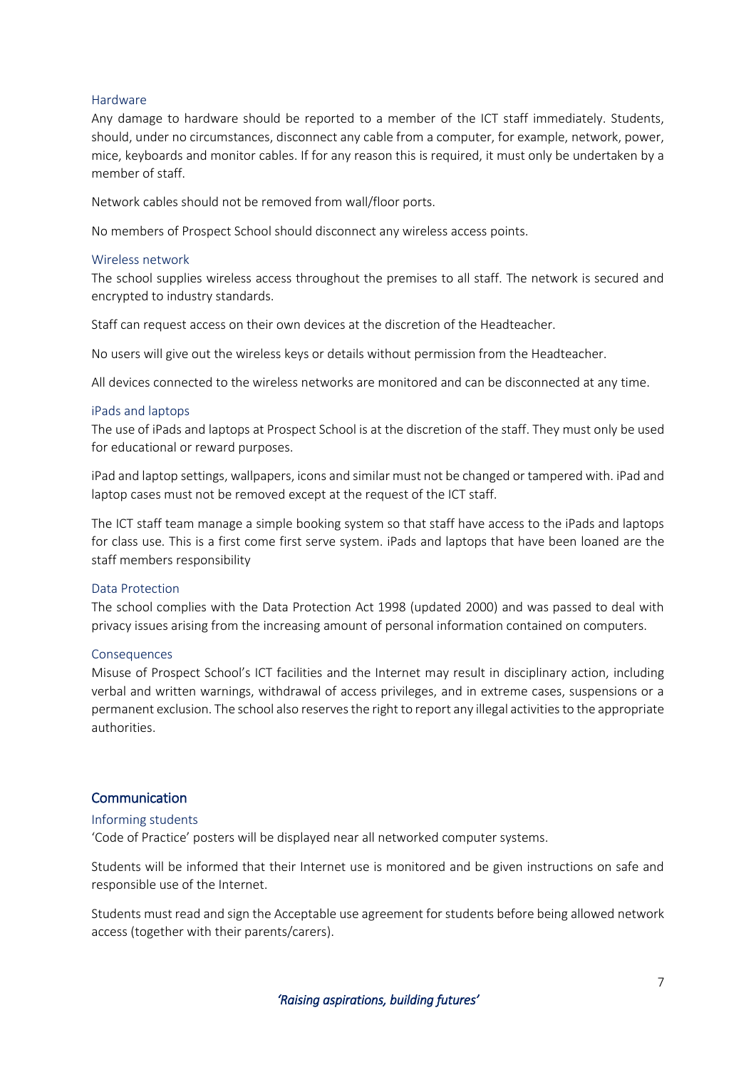### Hardware

Any damage to hardware should be reported to a member of the ICT staff immediately. Students, should, under no circumstances, disconnect any cable from a computer, for example, network, power, mice, keyboards and monitor cables. If for any reason this is required, it must only be undertaken by a member of staff.

Network cables should not be removed from wall/floor ports.

No members of Prospect School should disconnect any wireless access points.

### Wireless network

The school supplies wireless access throughout the premises to all staff. The network is secured and encrypted to industry standards.

Staff can request access on their own devices at the discretion of the Headteacher.

No users will give out the wireless keys or details without permission from the Headteacher.

All devices connected to the wireless networks are monitored and can be disconnected at any time.

### iPads and laptops

The use of iPads and laptops at Prospect School is at the discretion of the staff. They must only be used for educational or reward purposes.

iPad and laptop settings, wallpapers, icons and similar must not be changed or tampered with. iPad and laptop cases must not be removed except at the request of the ICT staff.

The ICT staff team manage a simple booking system so that staff have access to the iPads and laptops for class use. This is a first come first serve system. iPads and laptops that have been loaned are the staff members responsibility

### Data Protection

The school complies with the Data Protection Act 1998 (updated 2000) and was passed to deal with privacy issues arising from the increasing amount of personal information contained on computers.

### Consequences

Misuse of Prospect School's ICT facilities and the Internet may result in disciplinary action, including verbal and written warnings, withdrawal of access privileges, and in extreme cases, suspensions or a permanent exclusion. The school also reserves the right to report any illegal activities to the appropriate authorities.

## Communication

### Informing students

'Code of Practice' posters will be displayed near all networked computer systems.

Students will be informed that their Internet use is monitored and be given instructions on safe and responsible use of the Internet.

Students must read and sign the Acceptable use agreement for students before being allowed network access (together with their parents/carers).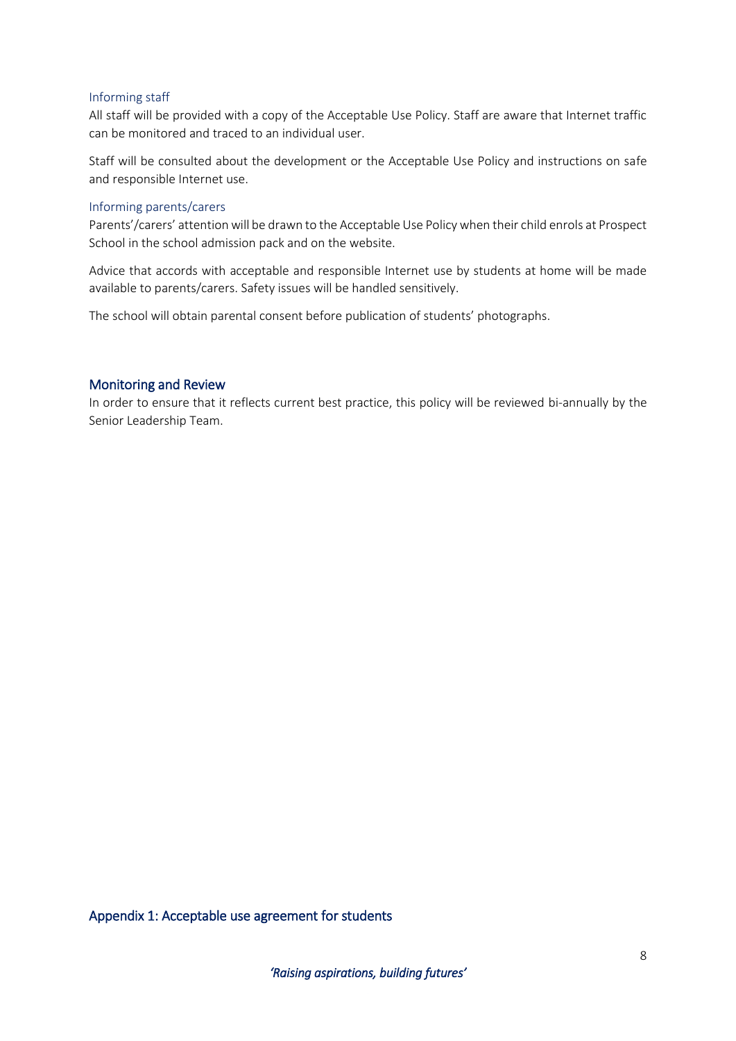### Informing staff

All staff will be provided with a copy of the Acceptable Use Policy. Staff are aware that Internet traffic can be monitored and traced to an individual user.

Staff will be consulted about the development or the Acceptable Use Policy and instructions on safe and responsible Internet use.

### Informing parents/carers

Parents'/carers' attention will be drawn to the Acceptable Use Policy when their child enrols at Prospect School in the school admission pack and on the website.

Advice that accords with acceptable and responsible Internet use by students at home will be made available to parents/carers. Safety issues will be handled sensitively.

The school will obtain parental consent before publication of students' photographs.

## Monitoring and Review

In order to ensure that it reflects current best practice, this policy will be reviewed bi-annually by the Senior Leadership Team.

## Appendix 1: Acceptable use agreement for students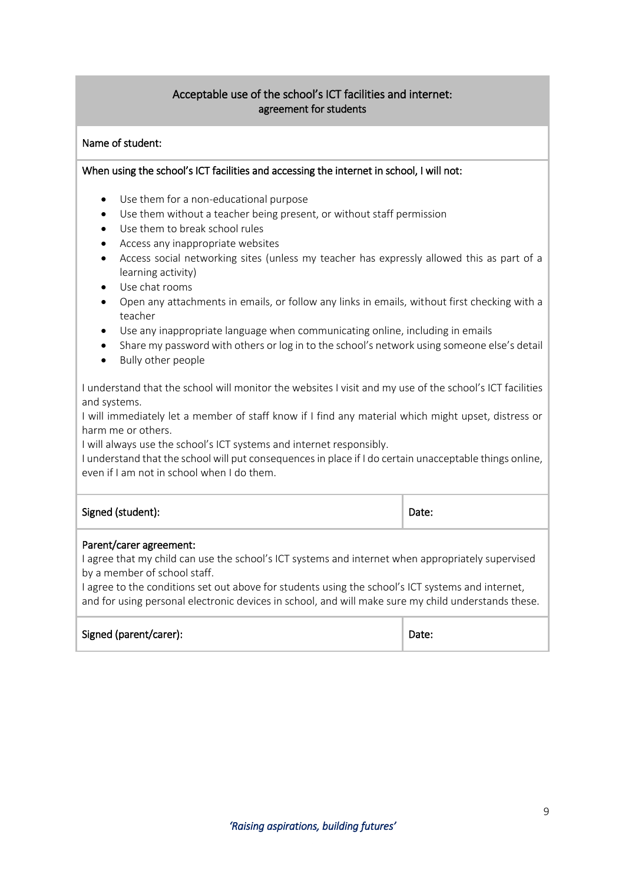## Acceptable use of the school's ICT facilities and internet: agreement for students

Name of student:

When using the school's ICT facilities and accessing the internet in school, I will not:

- Use them for a non-educational purpose
- Use them without a teacher being present, or without staff permission
- Use them to break school rules
- Access any inappropriate websites
- Access social networking sites (unless my teacher has expressly allowed this as part of a learning activity)
- Use chat rooms
- Open any attachments in emails, or follow any links in emails, without first checking with a teacher
- Use any inappropriate language when communicating online, including in emails
- Share my password with others or log in to the school's network using someone else's detail
- Bully other people

I understand that the school will monitor the websites I visit and my use of the school's ICT facilities and systems.

I will immediately let a member of staff know if I find any material which might upset, distress or harm me or others.

I will always use the school's ICT systems and internet responsibly.

I understand that the school will put consequences in place if I do certain unacceptable things online, even if I am not in school when I do them.

| Signed (student): | Date: |
|---|---|

Parent/carer agreement:

I agree that my child can use the school's ICT systems and internet when appropriately supervised by a member of school staff.

I agree to the conditions set out above for students using the school's ICT systems and internet, and for using personal electronic devices in school, and will make sure my child understands these.

| Signed (parent/carer): | Date: |
|---|---|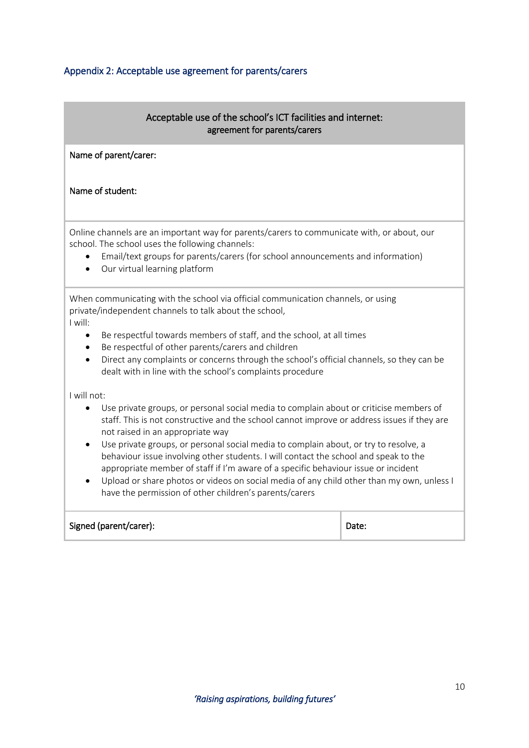## Appendix 2: Acceptable use agreement for parents/carers

| Acceptable use of the school's ICT facilities and internet: agreement for parents/carers | |
|---|---|
| **Name of parent/carer:**<br><br>**Name of student:** | |
| Online channels are an important way for parents/carers to communicate with, or about, our school. The school uses the following channels:<br>• Email/text groups for parents/carers (for school announcements and information)<br>• Our virtual learning platform | |
| When communicating with the school via official communication channels, or using private/independent channels to talk about the school,<br>I will:<br>• Be respectful towards members of staff, and the school, at all times<br>• Be respectful of other parents/carers and children<br>• Direct any complaints or concerns through the school's official channels, so they can be dealt with in line with the school's complaints procedure<br><br>I will not:<br>• Use private groups, or personal social media to complain about or criticise members of staff. This is not constructive and the school cannot improve or address issues if they are not raised in an appropriate way<br>• Use private groups, or personal social media to complain about, or try to resolve, a behaviour issue involving other students. I will contact the school and speak to the appropriate member of staff if I'm aware of a specific behaviour issue or incident<br>• Upload or share photos or videos on social media of any child other than my own, unless I have the permission of other children's parents/carers | |
| **Signed (parent/carer):** | **Date:** |

*'Raising aspirations, building futures'*